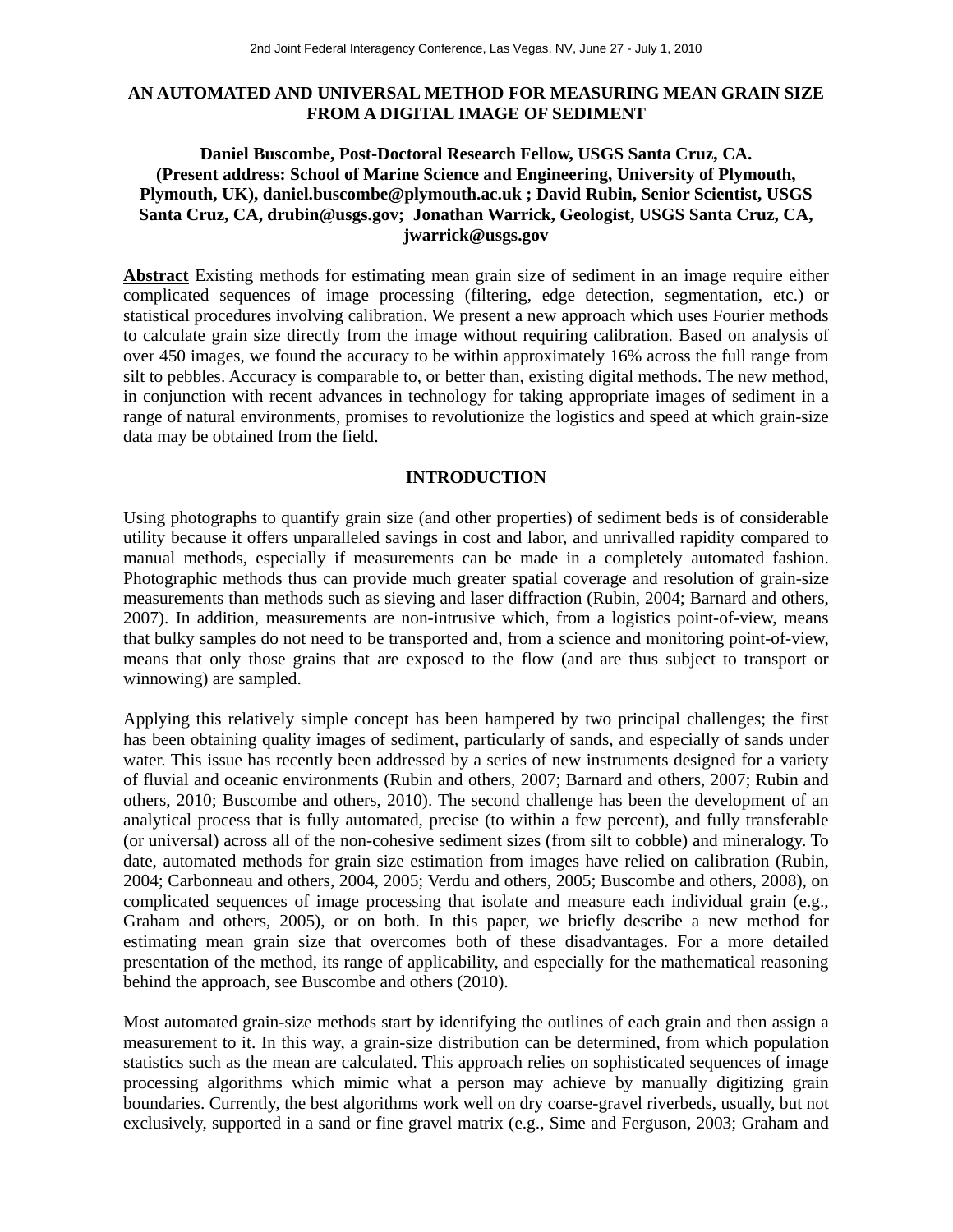# AN AUTOMATED AND UNIVERSAL METHOD FOR MEASURING MEAN GRAIN SIZE FROM A DIGITAL IMAGE OF SEDIMENT

**Daniel Buscombe, Post-Doctoral Research Fellow, USGS Santa Cruz, CA. (Present address: School of Marine Science and Engineering, University of Plymouth, Plymouth, UK), daniel.buscombe@plymouth.ac.uk ; David Rubin, Senior Scientist, USGS Santa Cruz, CA, drubin@usgs.gov; Jonathan Warrick, Geologist, USGS Santa Cruz, CA, jwarrick@usgs.gov**

**Abstract** Existing methods for estimating mean grain size of sediment in an image require either complicated sequences of image processing (filtering, edge detection, segmentation, etc.) or statistical procedures involving calibration. We present a new approach which uses Fourier methods to calculate grain size directly from the image without requiring calibration. Based on analysis of over 450 images, we found the accuracy to be within approximately 16% across the full range from silt to pebbles. Accuracy is comparable to, or better than, existing digital methods. The new method, in conjunction with recent advances in technology for taking appropriate images of sediment in a range of natural environments, promises to revolutionize the logistics and speed at which grain-size data may be obtained from the field.

## INTRODUCTION

Using photographs to quantify grain size (and other properties) of sediment beds is of considerable utility because it offers unparalleled savings in cost and labor, and unrivalled rapidity compared to manual methods, especially if measurements can be made in a completely automated fashion. Photographic methods thus can provide much greater spatial coverage and resolution of grain-size measurements than methods such as sieving and laser diffraction (Rubin, 2004; Barnard and others, 2007). In addition, measurements are non-intrusive which, from a logistics point-of-view, means that bulky samples do not need to be transported and, from a science and monitoring point-of-view, means that only those grains that are exposed to the flow (and are thus subject to transport or winnowing) are sampled.

Applying this relatively simple concept has been hampered by two principal challenges; the first has been obtaining quality images of sediment, particularly of sands, and especially of sands under water. This issue has recently been addressed by a series of new instruments designed for a variety of fluvial and oceanic environments (Rubin and others, 2007; Barnard and others, 2007; Rubin and others, 2010; Buscombe and others, 2010). The second challenge has been the development of an analytical process that is fully automated, precise (to within a few percent), and fully transferable (or universal) across all of the non-cohesive sediment sizes (from silt to cobble) and mineralogy. To date, automated methods for grain size estimation from images have relied on calibration (Rubin, 2004; Carbonneau and others, 2004, 2005; Verdu and others, 2005; Buscombe and others, 2008), on complicated sequences of image processing that isolate and measure each individual grain (e.g., Graham and others, 2005), or on both. In this paper, we briefly describe a new method for estimating mean grain size that overcomes both of these disadvantages. For a more detailed presentation of the method, its range of applicability, and especially for the mathematical reasoning behind the approach, see Buscombe and others (2010).

Most automated grain-size methods start by identifying the outlines of each grain and then assign a measurement to it. In this way, a grain-size distribution can be determined, from which population statistics such as the mean are calculated. This approach relies on sophisticated sequences of image processing algorithms which mimic what a person may achieve by manually digitizing grain boundaries. Currently, the best algorithms work well on dry coarse-gravel riverbeds, usually, but not exclusively, supported in a sand or fine gravel matrix (e.g., Sime and Ferguson, 2003; Graham and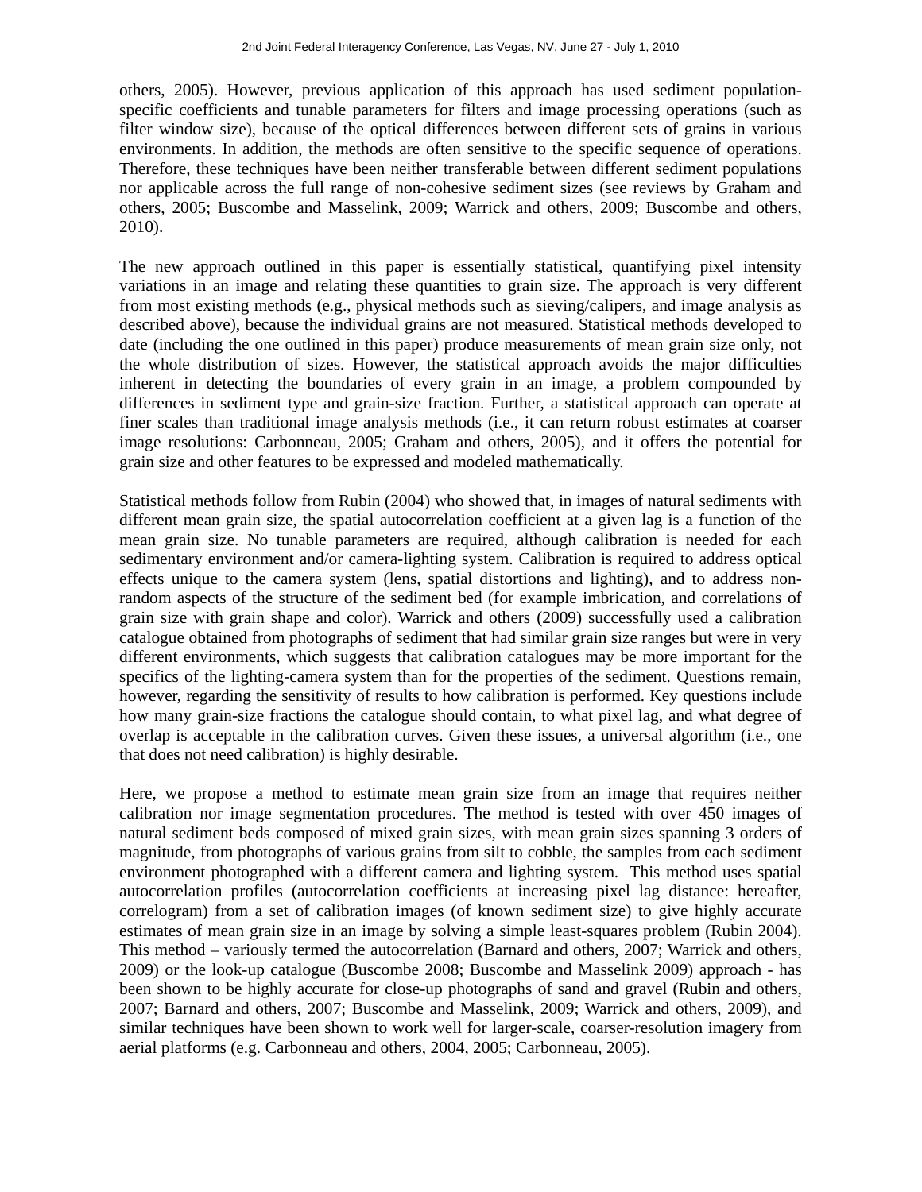others, 2005). However, previous application of this approach has used sediment population-specific coefficients and tunable parameters for filters and image processing operations (such as filter window size), because of the optical differences between different sets of grains in various environments. In addition, the methods are often sensitive to the specific sequence of operations. Therefore, these techniques have been neither transferable between different sediment populations nor applicable across the full range of non-cohesive sediment sizes (see reviews by Graham and others, 2005; Buscombe and Masselink, 2009; Warrick and others, 2009; Buscombe and others, 2010).

The new approach outlined in this paper is essentially statistical, quantifying pixel intensity variations in an image and relating these quantities to grain size. The approach is very different from most existing methods (e.g., physical methods such as sieving/calipers, and image analysis as described above), because the individual grains are not measured. Statistical methods developed to date (including the one outlined in this paper) produce measurements of mean grain size only, not the whole distribution of sizes. However, the statistical approach avoids the major difficulties inherent in detecting the boundaries of every grain in an image, a problem compounded by differences in sediment type and grain-size fraction. Further, a statistical approach can operate at finer scales than traditional image analysis methods (i.e., it can return robust estimates at coarser image resolutions: Carbonneau, 2005; Graham and others, 2005), and it offers the potential for grain size and other features to be expressed and modeled mathematically.

Statistical methods follow from Rubin (2004) who showed that, in images of natural sediments with different mean grain size, the spatial autocorrelation coefficient at a given lag is a function of the mean grain size. No tunable parameters are required, although calibration is needed for each sedimentary environment and/or camera-lighting system. Calibration is required to address optical effects unique to the camera system (lens, spatial distortions and lighting), and to address non-random aspects of the structure of the sediment bed (for example imbrication, and correlations of grain size with grain shape and color). Warrick and others (2009) successfully used a calibration catalogue obtained from photographs of sediment that had similar grain size ranges but were in very different environments, which suggests that calibration catalogues may be more important for the specifics of the lighting-camera system than for the properties of the sediment. Questions remain, however, regarding the sensitivity of results to how calibration is performed. Key questions include how many grain-size fractions the catalogue should contain, to what pixel lag, and what degree of overlap is acceptable in the calibration curves. Given these issues, a universal algorithm (i.e., one that does not need calibration) is highly desirable.

Here, we propose a method to estimate mean grain size from an image that requires neither calibration nor image segmentation procedures. The method is tested with over 450 images of natural sediment beds composed of mixed grain sizes, with mean grain sizes spanning 3 orders of magnitude, from photographs of various grains from silt to cobble, the samples from each sediment environment photographed with a different camera and lighting system. This method uses spatial autocorrelation profiles (autocorrelation coefficients at increasing pixel lag distance: hereafter, correlogram) from a set of calibration images (of known sediment size) to give highly accurate estimates of mean grain size in an image by solving a simple least-squares problem (Rubin 2004). This method – variously termed the autocorrelation (Barnard and others, 2007; Warrick and others, 2009) or the look-up catalogue (Buscombe 2008; Buscombe and Masselink 2009) approach - has been shown to be highly accurate for close-up photographs of sand and gravel (Rubin and others, 2007; Barnard and others, 2007; Buscombe and Masselink, 2009; Warrick and others, 2009), and similar techniques have been shown to work well for larger-scale, coarser-resolution imagery from aerial platforms (e.g. Carbonneau and others, 2004, 2005; Carbonneau, 2005).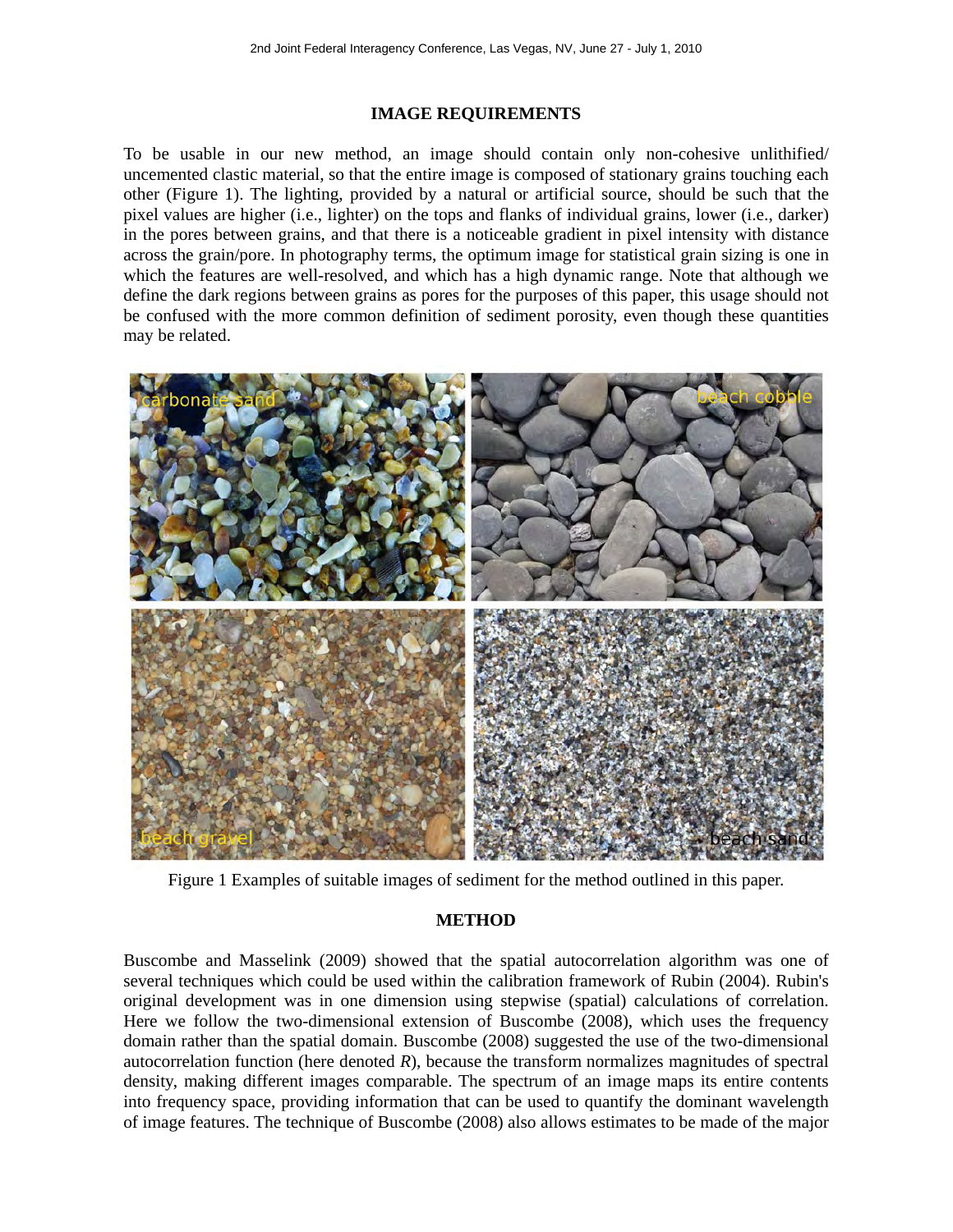## IMAGE REQUIREMENTS

To be usable in our new method, an image should contain only non-cohesive unlithified/ uncemented clastic material, so that the entire image is composed of stationary grains touching each other (Figure 1). The lighting, provided by a natural or artificial source, should be such that the pixel values are higher (i.e., lighter) on the tops and flanks of individual grains, lower (i.e., darker) in the pores between grains, and that there is a noticeable gradient in pixel intensity with distance across the grain/pore. In photography terms, the optimum image for statistical grain sizing is one in which the features are well-resolved, and which has a high dynamic range. Note that although we define the dark regions between grains as pores for the purposes of this paper, this usage should not be confused with the more common definition of sediment porosity, even though these quantities may be related.

Figure 1 Examples of suitable images of sediment for the method outlined in this paper.

## METHOD

Buscombe and Masselink (2009) showed that the spatial autocorrelation algorithm was one of several techniques which could be used within the calibration framework of Rubin (2004). Rubin's original development was in one dimension using stepwise (spatial) calculations of correlation. Here we follow the two-dimensional extension of Buscombe (2008), which uses the frequency domain rather than the spatial domain. Buscombe (2008) suggested the use of the two-dimensional autocorrelation function (here denoted *R*), because the transform normalizes magnitudes of spectral density, making different images comparable. The spectrum of an image maps its entire contents into frequency space, providing information that can be used to quantify the dominant wavelength of image features. The technique of Buscombe (2008) also allows estimates to be made of the major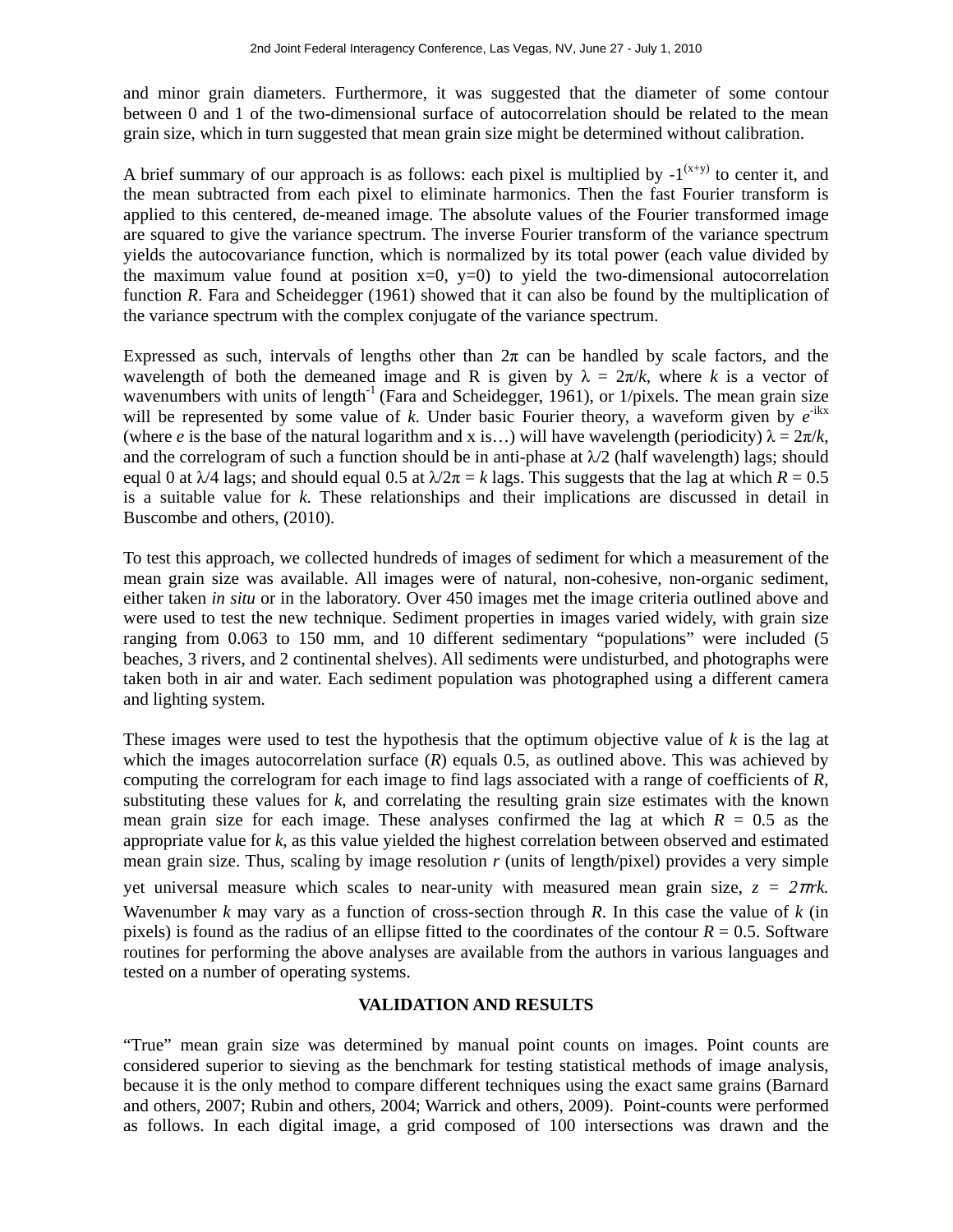and minor grain diameters. Furthermore, it was suggested that the diameter of some contour between 0 and 1 of the two-dimensional surface of autocorrelation should be related to the mean grain size, which in turn suggested that mean grain size might be determined without calibration.

A brief summary of our approach is as follows: each pixel is multiplied by $-1^{(x+y)}$ to center it, and the mean subtracted from each pixel to eliminate harmonics. Then the fast Fourier transform is applied to this centered, de-meaned image. The absolute values of the Fourier transformed image are squared to give the variance spectrum. The inverse Fourier transform of the variance spectrum yields the autocovariance function, which is normalized by its total power (each value divided by the maximum value found at position x=0, y=0) to yield the two-dimensional autocorrelation function *R*. Fara and Scheidegger (1961) showed that it can also be found by the multiplication of the variance spectrum with the complex conjugate of the variance spectrum.

Expressed as such, intervals of lengths other than $2\pi$ can be handled by scale factors, and the wavelength of both the demeaned image and R is given by $\lambda = 2\pi/k$, where *k* is a vector of wavenumbers with units of length$^{-1}$ (Fara and Scheidegger, 1961), or 1/pixels. The mean grain size will be represented by some value of *k*. Under basic Fourier theory, a waveform given by $e^{-ikx}$ (where *e* is the base of the natural logarithm and x is…) will have wavelength (periodicity) $\lambda = 2\pi/k$, and the correlogram of such a function should be in anti-phase at $\lambda/2$ (half wavelength) lags; should equal 0 at $\lambda/4$ lags; and should equal 0.5 at $\lambda/2\pi = k$ lags. This suggests that the lag at which $R = 0.5$ is a suitable value for *k*. These relationships and their implications are discussed in detail in Buscombe and others, (2010).

To test this approach, we collected hundreds of images of sediment for which a measurement of the mean grain size was available. All images were of natural, non-cohesive, non-organic sediment, either taken *in situ* or in the laboratory. Over 450 images met the image criteria outlined above and were used to test the new technique. Sediment properties in images varied widely, with grain size ranging from 0.063 to 150 mm, and 10 different sedimentary “populations” were included (5 beaches, 3 rivers, and 2 continental shelves). All sediments were undisturbed, and photographs were taken both in air and water. Each sediment population was photographed using a different camera and lighting system.

These images were used to test the hypothesis that the optimum objective value of *k* is the lag at which the images autocorrelation surface (*R*) equals 0.5, as outlined above. This was achieved by computing the correlogram for each image to find lags associated with a range of coefficients of *R*, substituting these values for *k*, and correlating the resulting grain size estimates with the known mean grain size for each image. These analyses confirmed the lag at which $R = 0.5$ as the appropriate value for *k*, as this value yielded the highest correlation between observed and estimated mean grain size. Thus, scaling by image resolution *r* (units of length/pixel) provides a very simple yet universal measure which scales to near-unity with measured mean grain size, $z = 2\pi rk$. Wavenumber *k* may vary as a function of cross-section through *R*. In this case the value of *k* (in pixels) is found as the radius of an ellipse fitted to the coordinates of the contour $R = 0.5$. Software routines for performing the above analyses are available from the authors in various languages and tested on a number of operating systems.

## VALIDATION AND RESULTS

“True” mean grain size was determined by manual point counts on images. Point counts are considered superior to sieving as the benchmark for testing statistical methods of image analysis, because it is the only method to compare different techniques using the exact same grains (Barnard and others, 2007; Rubin and others, 2004; Warrick and others, 2009). Point-counts were performed as follows. In each digital image, a grid composed of 100 intersections was drawn and the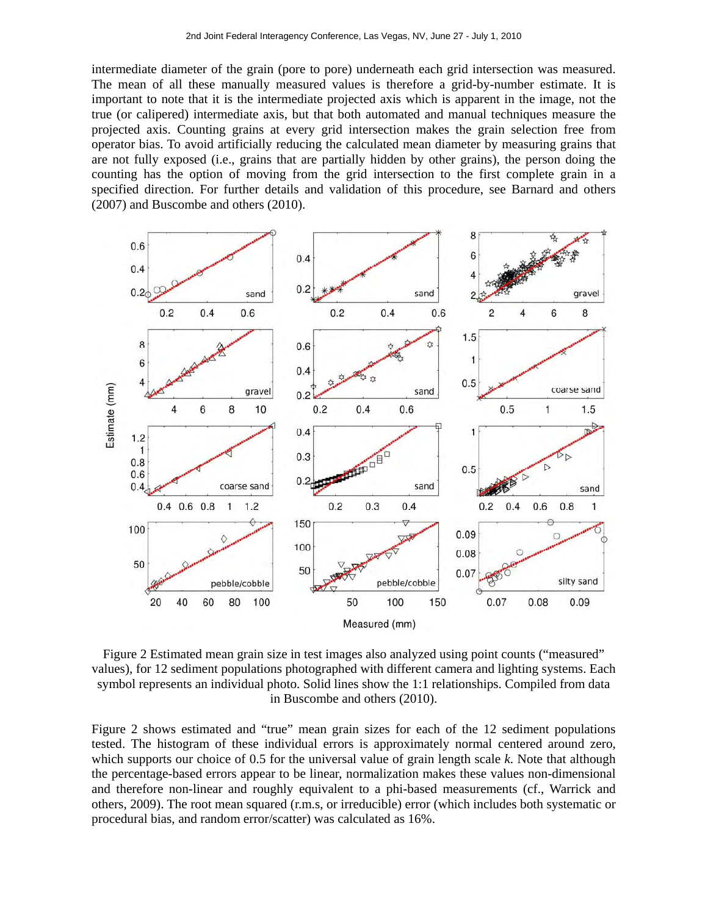intermediate diameter of the grain (pore to pore) underneath each grid intersection was measured. The mean of all these manually measured values is therefore a grid-by-number estimate. It is important to note that it is the intermediate projected axis which is apparent in the image, not the true (or calipered) intermediate axis, but that both automated and manual techniques measure the projected axis. Counting grains at every grid intersection makes the grain selection free from operator bias. To avoid artificially reducing the calculated mean diameter by measuring grains that are not fully exposed (i.e., grains that are partially hidden by other grains), the person doing the counting has the option of moving from the grid intersection to the first complete grain in a specified direction. For further details and validation of this procedure, see Barnard and others (2007) and Buscombe and others (2010).

Figure 2 Estimated mean grain size in test images also analyzed using point counts ("measured" values), for 12 sediment populations photographed with different camera and lighting systems. Each symbol represents an individual photo. Solid lines show the 1:1 relationships. Compiled from data in Buscombe and others (2010).

Figure 2 shows estimated and "true" mean grain sizes for each of the 12 sediment populations tested. The histogram of these individual errors is approximately normal centered around zero, which supports our choice of 0.5 for the universal value of grain length scale $k$. Note that although the percentage-based errors appear to be linear, normalization makes these values non-dimensional and therefore non-linear and roughly equivalent to a phi-based measurements (cf., Warrick and others, 2009). The root mean squared (r.m.s, or irreducible) error (which includes both systematic or procedural bias, and random error/scatter) was calculated as 16%.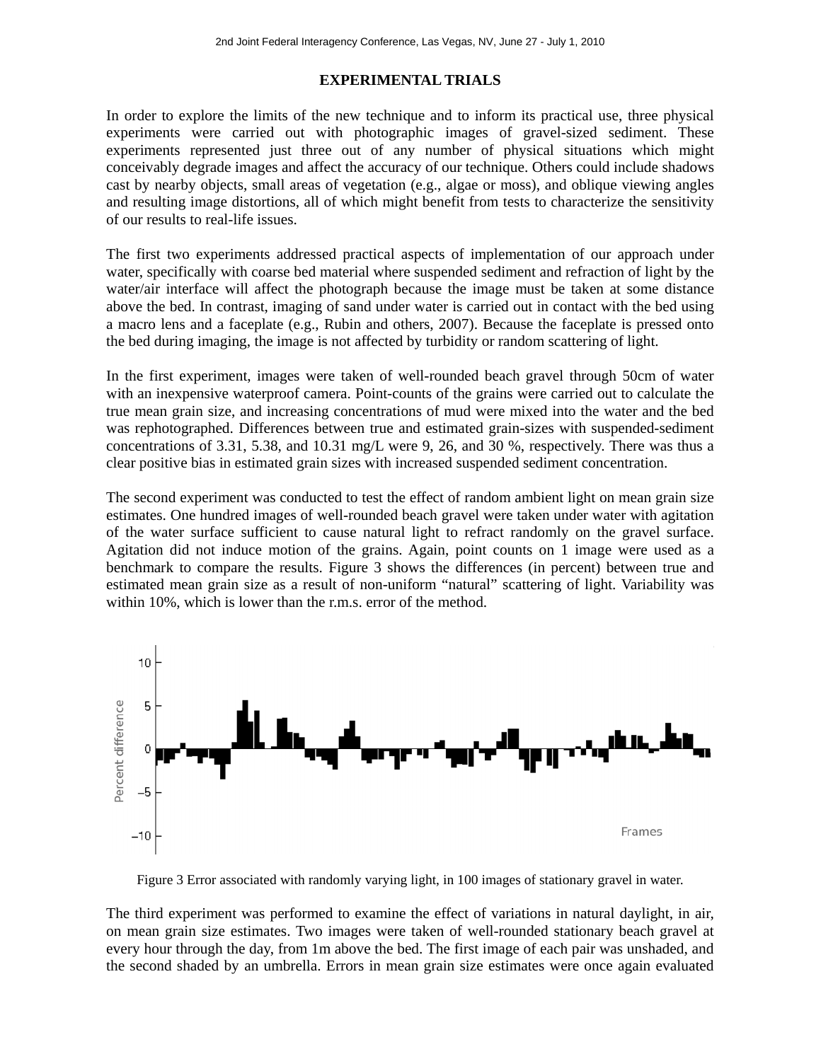## EXPERIMENTAL TRIALS

In order to explore the limits of the new technique and to inform its practical use, three physical experiments were carried out with photographic images of gravel-sized sediment. These experiments represented just three out of any number of physical situations which might conceivably degrade images and affect the accuracy of our technique. Others could include shadows cast by nearby objects, small areas of vegetation (e.g., algae or moss), and oblique viewing angles and resulting image distortions, all of which might benefit from tests to characterize the sensitivity of our results to real-life issues.

The first two experiments addressed practical aspects of implementation of our approach under water, specifically with coarse bed material where suspended sediment and refraction of light by the water/air interface will affect the photograph because the image must be taken at some distance above the bed. In contrast, imaging of sand under water is carried out in contact with the bed using a macro lens and a faceplate (e.g., Rubin and others, 2007). Because the faceplate is pressed onto the bed during imaging, the image is not affected by turbidity or random scattering of light.

In the first experiment, images were taken of well-rounded beach gravel through 50cm of water with an inexpensive waterproof camera. Point-counts of the grains were carried out to calculate the true mean grain size, and increasing concentrations of mud were mixed into the water and the bed was rephotographed. Differences between true and estimated grain-sizes with suspended-sediment concentrations of 3.31, 5.38, and 10.31 mg/L were 9, 26, and 30 %, respectively. There was thus a clear positive bias in estimated grain sizes with increased suspended sediment concentration.

The second experiment was conducted to test the effect of random ambient light on mean grain size estimates. One hundred images of well-rounded beach gravel were taken under water with agitation of the water surface sufficient to cause natural light to refract randomly on the gravel surface. Agitation did not induce motion of the grains. Again, point counts on 1 image were used as a benchmark to compare the results. Figure 3 shows the differences (in percent) between true and estimated mean grain size as a result of non-uniform "natural" scattering of light. Variability was within 10%, which is lower than the r.m.s. error of the method.

Figure 3 Error associated with randomly varying light, in 100 images of stationary gravel in water.

The third experiment was performed to examine the effect of variations in natural daylight, in air, on mean grain size estimates. Two images were taken of well-rounded stationary beach gravel at every hour through the day, from 1m above the bed. The first image of each pair was unshaded, and the second shaded by an umbrella. Errors in mean grain size estimates were once again evaluated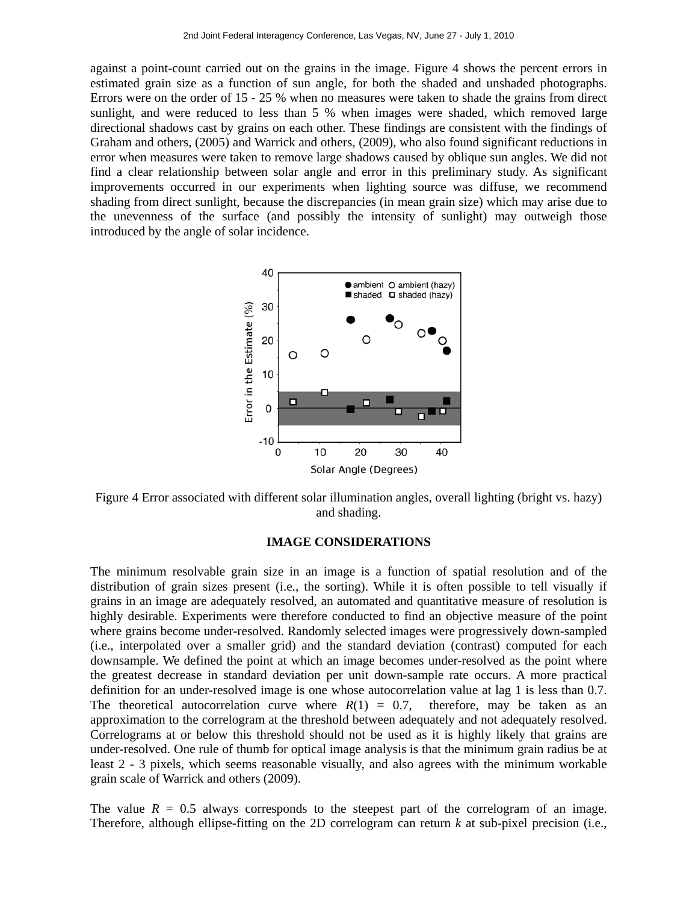against a point-count carried out on the grains in the image. Figure 4 shows the percent errors in estimated grain size as a function of sun angle, for both the shaded and unshaded photographs. Errors were on the order of 15 - 25 % when no measures were taken to shade the grains from direct sunlight, and were reduced to less than 5 % when images were shaded, which removed large directional shadows cast by grains on each other. These findings are consistent with the findings of Graham and others, (2005) and Warrick and others, (2009), who also found significant reductions in error when measures were taken to remove large shadows caused by oblique sun angles. We did not find a clear relationship between solar angle and error in this preliminary study. As significant improvements occurred in our experiments when lighting source was diffuse, we recommend shading from direct sunlight, because the discrepancies (in mean grain size) which may arise due to the unevenness of the surface (and possibly the intensity of sunlight) may outweigh those introduced by the angle of solar incidence.

Figure 4 Error associated with different solar illumination angles, overall lighting (bright vs. hazy) and shading.

## IMAGE CONSIDERATIONS

The minimum resolvable grain size in an image is a function of spatial resolution and of the distribution of grain sizes present (i.e., the sorting). While it is often possible to tell visually if grains in an image are adequately resolved, an automated and quantitative measure of resolution is highly desirable. Experiments were therefore conducted to find an objective measure of the point where grains become under-resolved. Randomly selected images were progressively down-sampled (i.e., interpolated over a smaller grid) and the standard deviation (contrast) computed for each downsample. We defined the point at which an image becomes under-resolved as the point where the greatest decrease in standard deviation per unit down-sample rate occurs. A more practical definition for an under-resolved image is one whose autocorrelation value at lag 1 is less than 0.7. The theoretical autocorrelation curve where $R(1) = 0.7$, therefore, may be taken as an approximation to the correlogram at the threshold between adequately and not adequately resolved. Correlograms at or below this threshold should not be used as it is highly likely that grains are under-resolved. One rule of thumb for optical image analysis is that the minimum grain radius be at least 2 - 3 pixels, which seems reasonable visually, and also agrees with the minimum workable grain scale of Warrick and others (2009).

The value $R = 0.5$ always corresponds to the steepest part of the correlogram of an image. Therefore, although ellipse-fitting on the 2D correlogram can return $k$ at sub-pixel precision (i.e.,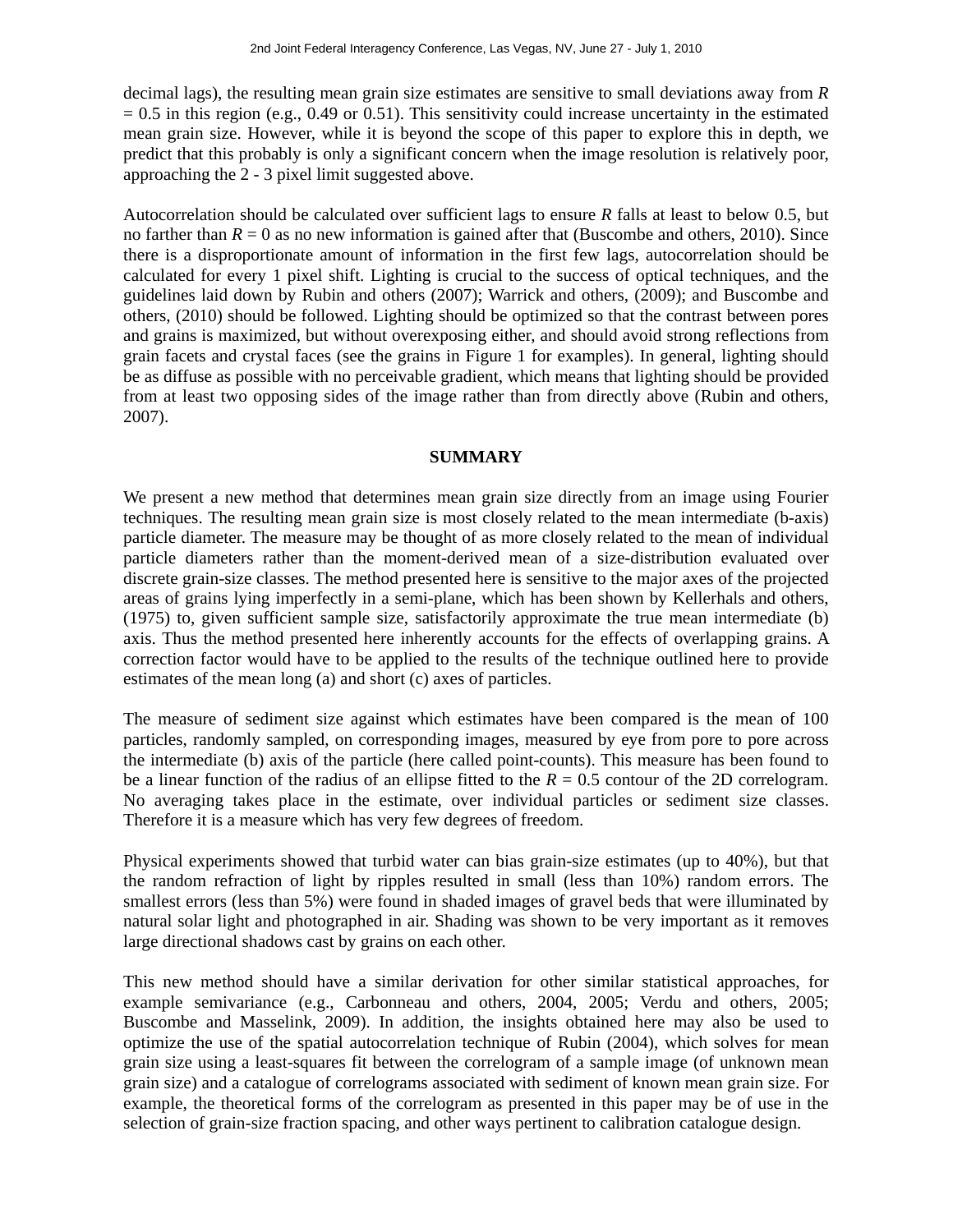decimal lags), the resulting mean grain size estimates are sensitive to small deviations away from $R = 0.5$ in this region (e.g., 0.49 or 0.51). This sensitivity could increase uncertainty in the estimated mean grain size. However, while it is beyond the scope of this paper to explore this in depth, we predict that this probably is only a significant concern when the image resolution is relatively poor, approaching the 2 - 3 pixel limit suggested above.

Autocorrelation should be calculated over sufficient lags to ensure $R$ falls at least to below 0.5, but no farther than $R = 0$ as no new information is gained after that (Buscombe and others, 2010). Since there is a disproportionate amount of information in the first few lags, autocorrelation should be calculated for every 1 pixel shift. Lighting is crucial to the success of optical techniques, and the guidelines laid down by Rubin and others (2007); Warrick and others, (2009); and Buscombe and others, (2010) should be followed. Lighting should be optimized so that the contrast between pores and grains is maximized, but without overexposing either, and should avoid strong reflections from grain facets and crystal faces (see the grains in Figure 1 for examples). In general, lighting should be as diffuse as possible with no perceivable gradient, which means that lighting should be provided from at least two opposing sides of the image rather than from directly above (Rubin and others, 2007).

## SUMMARY

We present a new method that determines mean grain size directly from an image using Fourier techniques. The resulting mean grain size is most closely related to the mean intermediate (b-axis) particle diameter. The measure may be thought of as more closely related to the mean of individual particle diameters rather than the moment-derived mean of a size-distribution evaluated over discrete grain-size classes. The method presented here is sensitive to the major axes of the projected areas of grains lying imperfectly in a semi-plane, which has been shown by Kellerhals and others, (1975) to, given sufficient sample size, satisfactorily approximate the true mean intermediate (b) axis. Thus the method presented here inherently accounts for the effects of overlapping grains. A correction factor would have to be applied to the results of the technique outlined here to provide estimates of the mean long (a) and short (c) axes of particles.

The measure of sediment size against which estimates have been compared is the mean of 100 particles, randomly sampled, on corresponding images, measured by eye from pore to pore across the intermediate (b) axis of the particle (here called point-counts). This measure has been found to be a linear function of the radius of an ellipse fitted to the $R = 0.5$ contour of the 2D correlogram. No averaging takes place in the estimate, over individual particles or sediment size classes. Therefore it is a measure which has very few degrees of freedom.

Physical experiments showed that turbid water can bias grain-size estimates (up to 40%), but that the random refraction of light by ripples resulted in small (less than 10%) random errors. The smallest errors (less than 5%) were found in shaded images of gravel beds that were illuminated by natural solar light and photographed in air. Shading was shown to be very important as it removes large directional shadows cast by grains on each other.

This new method should have a similar derivation for other similar statistical approaches, for example semivariance (e.g., Carbonneau and others, 2004, 2005; Verdu and others, 2005; Buscombe and Masselink, 2009). In addition, the insights obtained here may also be used to optimize the use of the spatial autocorrelation technique of Rubin (2004), which solves for mean grain size using a least-squares fit between the correlogram of a sample image (of unknown mean grain size) and a catalogue of correlograms associated with sediment of known mean grain size. For example, the theoretical forms of the correlogram as presented in this paper may be of use in the selection of grain-size fraction spacing, and other ways pertinent to calibration catalogue design.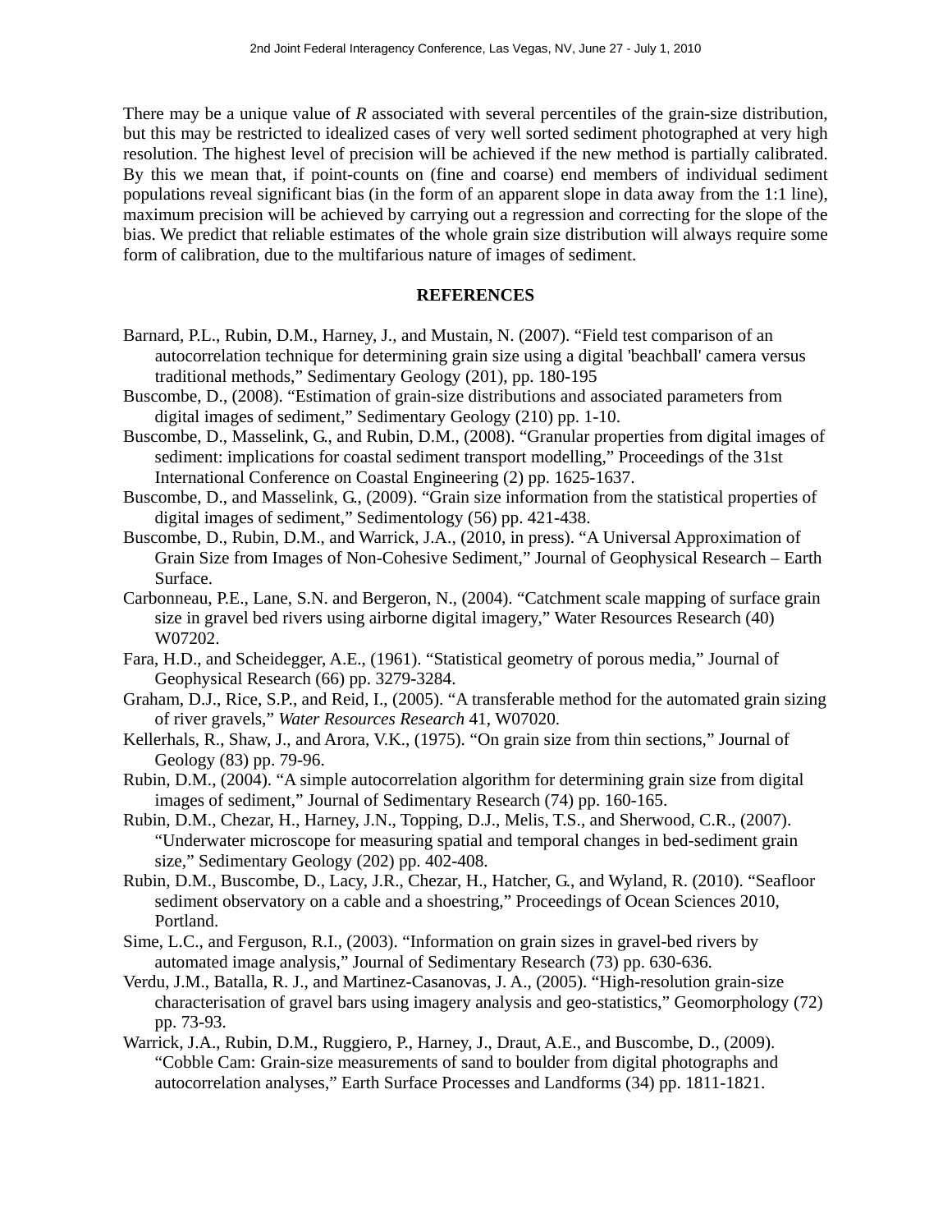There may be a unique value of *R* associated with several percentiles of the grain-size distribution, but this may be restricted to idealized cases of very well sorted sediment photographed at very high resolution. The highest level of precision will be achieved if the new method is partially calibrated. By this we mean that, if point-counts on (fine and coarse) end members of individual sediment populations reveal significant bias (in the form of an apparent slope in data away from the 1:1 line), maximum precision will be achieved by carrying out a regression and correcting for the slope of the bias. We predict that reliable estimates of the whole grain size distribution will always require some form of calibration, due to the multifarious nature of images of sediment.

## REFERENCES

Barnard, P.L., Rubin, D.M., Harney, J., and Mustain, N. (2007). "Field test comparison of an autocorrelation technique for determining grain size using a digital 'beachball' camera versus traditional methods," Sedimentary Geology (201), pp. 180-195

Buscombe, D., (2008). "Estimation of grain-size distributions and associated parameters from digital images of sediment," Sedimentary Geology (210) pp. 1-10.

Buscombe, D., Masselink, G., and Rubin, D.M., (2008). "Granular properties from digital images of sediment: implications for coastal sediment transport modelling," Proceedings of the 31st International Conference on Coastal Engineering (2) pp. 1625-1637.

Buscombe, D., and Masselink, G., (2009). "Grain size information from the statistical properties of digital images of sediment," Sedimentology (56) pp. 421-438.

Buscombe, D., Rubin, D.M., and Warrick, J.A., (2010, in press). "A Universal Approximation of Grain Size from Images of Non-Cohesive Sediment," Journal of Geophysical Research – Earth Surface.

Carbonneau, P.E., Lane, S.N. and Bergeron, N., (2004). "Catchment scale mapping of surface grain size in gravel bed rivers using airborne digital imagery," Water Resources Research (40) W07202.

Fara, H.D., and Scheidegger, A.E., (1961). "Statistical geometry of porous media," Journal of Geophysical Research (66) pp. 3279-3284.

Graham, D.J., Rice, S.P., and Reid, I., (2005). "A transferable method for the automated grain sizing of river gravels," *Water Resources Research* 41, W07020.

Kellerhals, R., Shaw, J., and Arora, V.K., (1975). "On grain size from thin sections," Journal of Geology (83) pp. 79-96.

Rubin, D.M., (2004). "A simple autocorrelation algorithm for determining grain size from digital images of sediment," Journal of Sedimentary Research (74) pp. 160-165.

Rubin, D.M., Chezar, H., Harney, J.N., Topping, D.J., Melis, T.S., and Sherwood, C.R., (2007). "Underwater microscope for measuring spatial and temporal changes in bed-sediment grain size," Sedimentary Geology (202) pp. 402-408.

Rubin, D.M., Buscombe, D., Lacy, J.R., Chezar, H., Hatcher, G., and Wyland, R. (2010). "Seafloor sediment observatory on a cable and a shoestring," Proceedings of Ocean Sciences 2010, Portland.

Sime, L.C., and Ferguson, R.I., (2003). "Information on grain sizes in gravel-bed rivers by automated image analysis," Journal of Sedimentary Research (73) pp. 630-636.

Verdu, J.M., Batalla, R. J., and Martinez-Casanovas, J. A., (2005). "High-resolution grain-size characterisation of gravel bars using imagery analysis and geo-statistics," Geomorphology (72) pp. 73-93.

Warrick, J.A., Rubin, D.M., Ruggiero, P., Harney, J., Draut, A.E., and Buscombe, D., (2009). "Cobble Cam: Grain-size measurements of sand to boulder from digital photographs and autocorrelation analyses," Earth Surface Processes and Landforms (34) pp. 1811-1821.